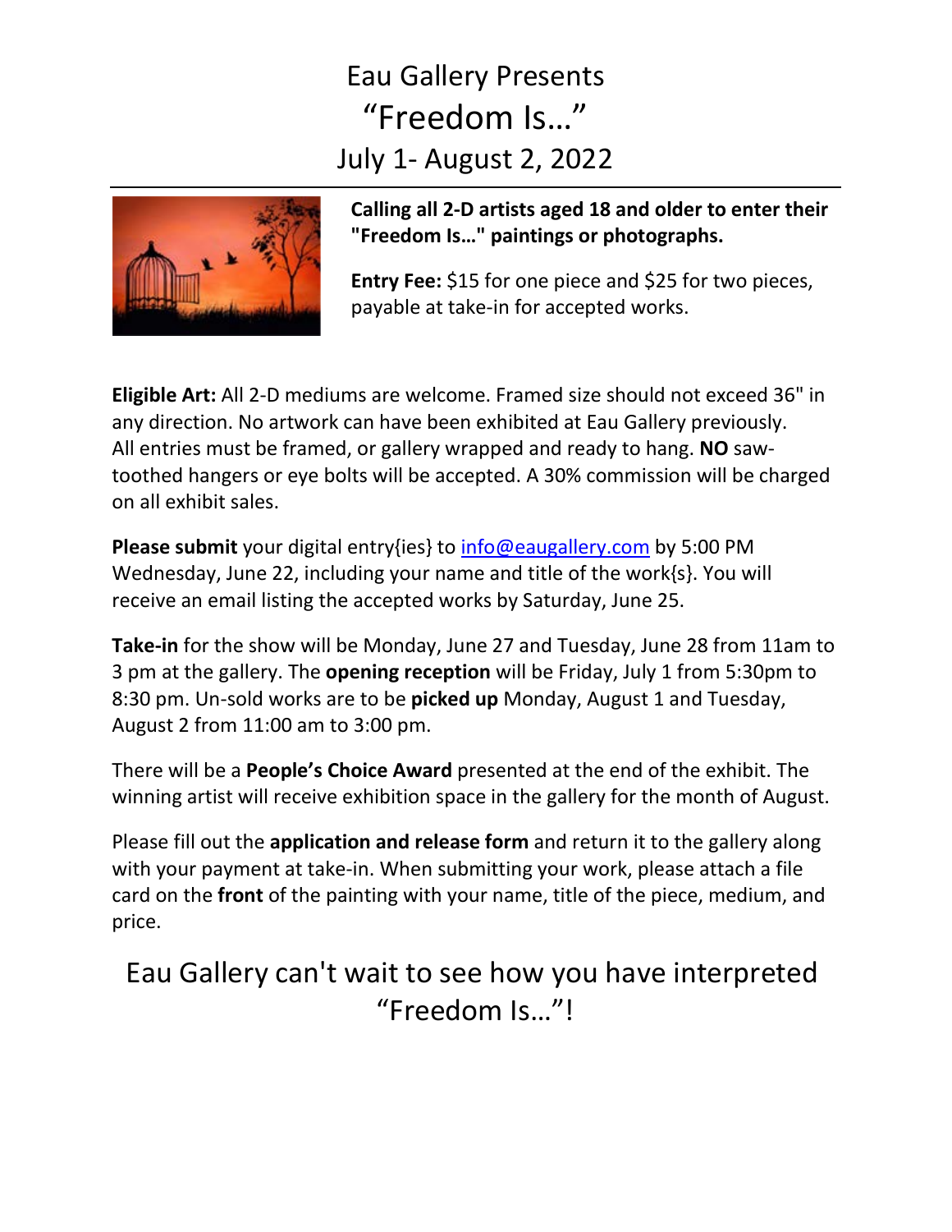# Eau Gallery Presents
# "Freedom Is…"
## July 1- August 2, 2022

**Calling all 2-D artists aged 18 and older to enter their "Freedom Is…" paintings or photographs.**

**Entry Fee:** $15 for one piece and $25 for two pieces, payable at take-in for accepted works.

**Eligible Art:** All 2-D mediums are welcome. Framed size should not exceed 36" in any direction. No artwork can have been exhibited at Eau Gallery previously. All entries must be framed, or gallery wrapped and ready to hang. **NO** saw-toothed hangers or eye bolts will be accepted. A 30% commission will be charged on all exhibit sales.

**Please submit** your digital entry{ies} to info@eaugallery.com by 5:00 PM Wednesday, June 22, including your name and title of the work{s}. You will receive an email listing the accepted works by Saturday, June 25.

**Take-in** for the show will be Monday, June 27 and Tuesday, June 28 from 11am to 3 pm at the gallery. The **opening reception** will be Friday, July 1 from 5:30pm to 8:30 pm. Un-sold works are to be **picked up** Monday, August 1 and Tuesday, August 2 from 11:00 am to 3:00 pm.

There will be a **People's Choice Award** presented at the end of the exhibit. The winning artist will receive exhibition space in the gallery for the month of August.

Please fill out the **application and release form** and return it to the gallery along with your payment at take-in. When submitting your work, please attach a file card on the **front** of the painting with your name, title of the piece, medium, and price.

## Eau Gallery can't wait to see how you have interpreted "Freedom Is…"!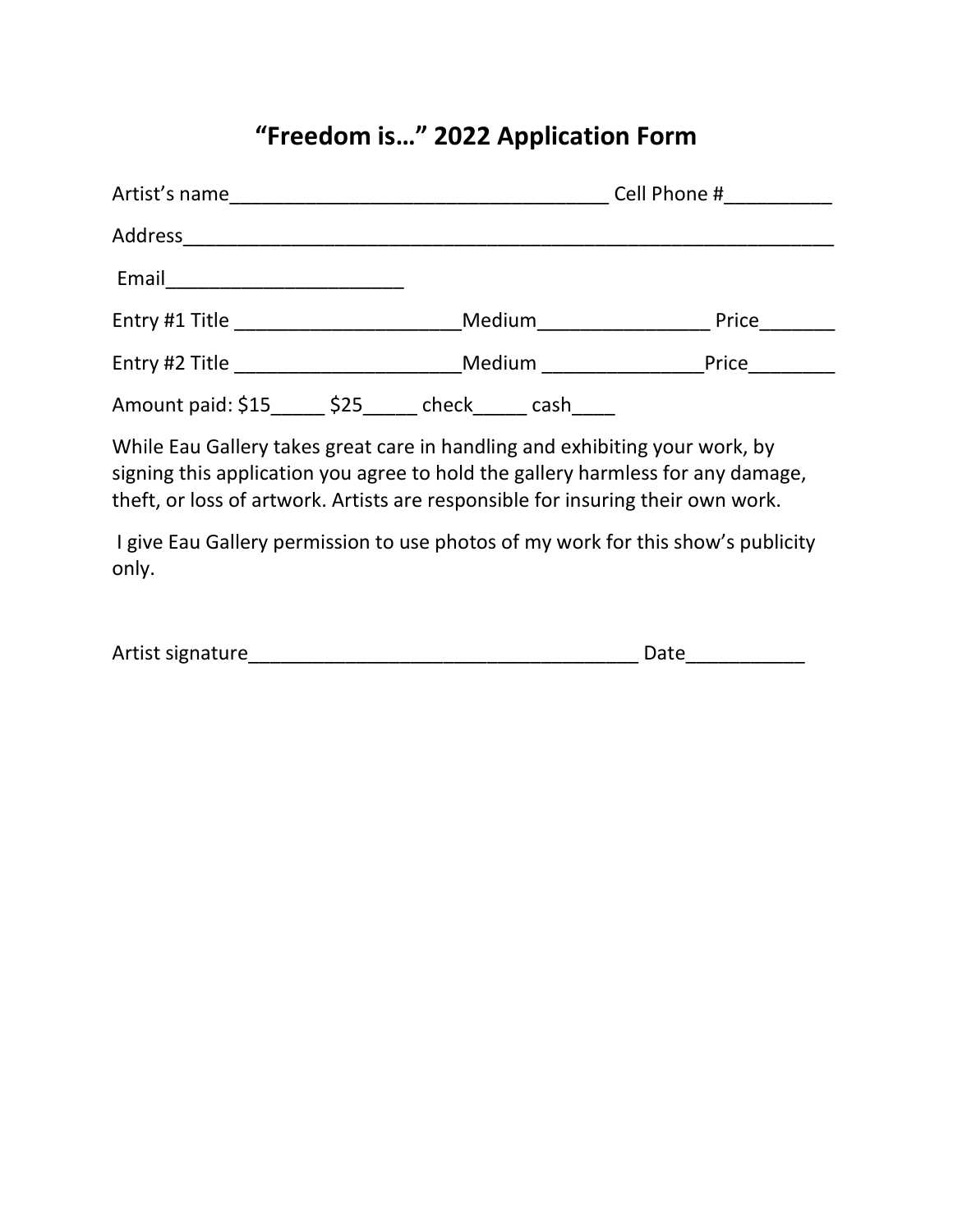# "Freedom is…" 2022 Application Form

Artist's name___________________________________ Cell Phone #__________

Address_____________________________________________________________

Email______________________

Entry #1 Title _____________________Medium________________ Price_______

Entry #2 Title _____________________Medium _______________Price________

Amount paid: $15_____ $25_____ check_____ cash____

While Eau Gallery takes great care in handling and exhibiting your work, by signing this application you agree to hold the gallery harmless for any damage, theft, or loss of artwork. Artists are responsible for insuring their own work.

I give Eau Gallery permission to use photos of my work for this show's publicity only.

Artist signature____________________________________ Date___________